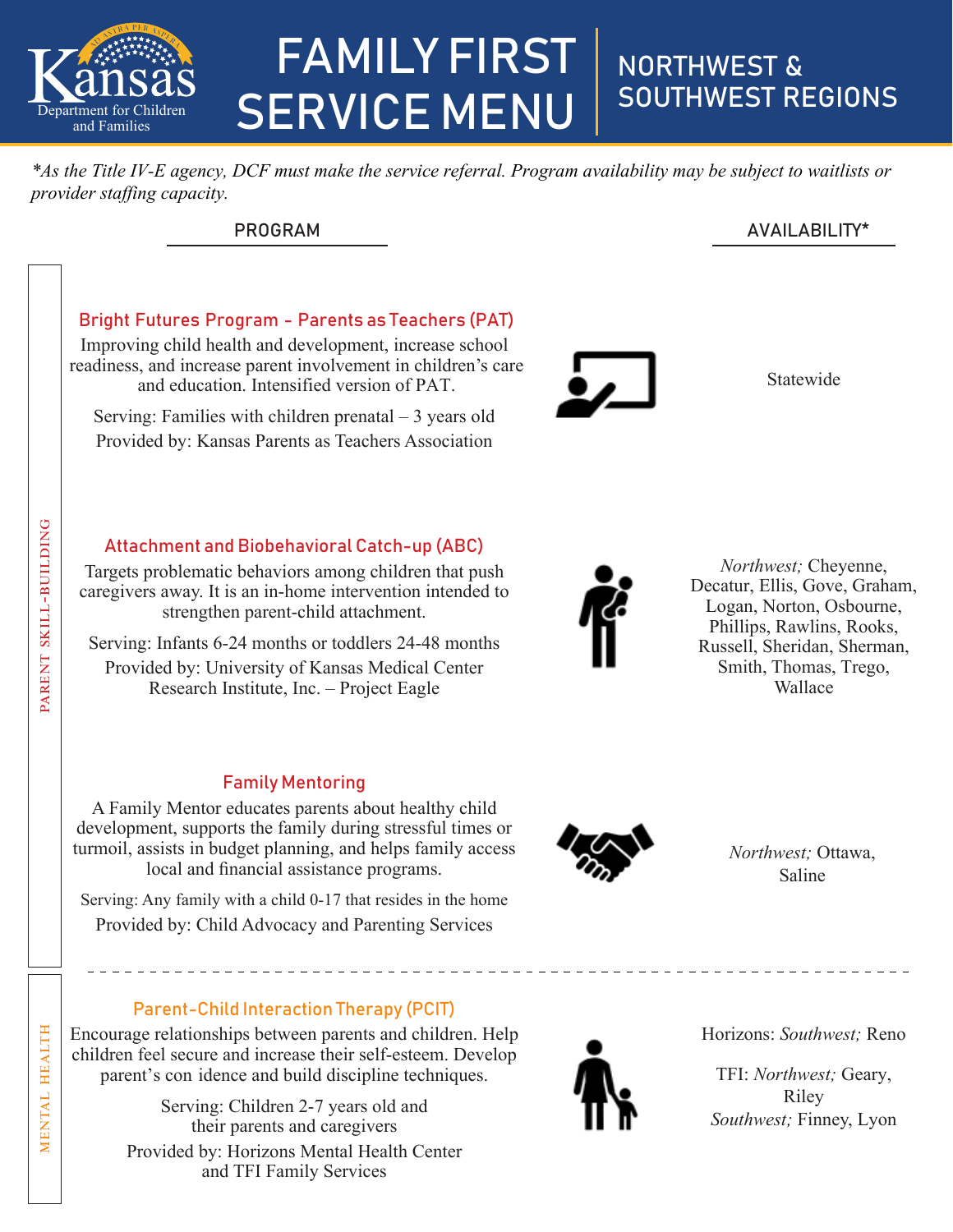# FAMILY FIRST SERVICE MENU

## NORTHWEST & SOUTHWEST REGIONS

Kansas Department for Children and Families

*\*As the Title IV-E agency, DCF must make the service referral. Program availability may be subject to waitlists or provider staffing capacity.*

| PROGRAM | AVAILABILITY* |
|---|---|
| **PARENT SKILL-BUILDING** | |
| **Bright Futures Program - Parents as Teachers (PAT)**<br>Improving child health and development, increase school readiness, and increase parent involvement in children's care and education. Intensified version of PAT.<br>Serving: Families with children prenatal – 3 years old<br>Provided by: Kansas Parents as Teachers Association | Statewide |
| **Attachment and Biobehavioral Catch-up (ABC)**<br>Targets problematic behaviors among children that push caregivers away. It is an in-home intervention intended to strengthen parent-child attachment.<br>Serving: Infants 6-24 months or toddlers 24-48 months<br>Provided by: University of Kansas Medical Center Research Institute, Inc. – Project Eagle | *Northwest;* Cheyenne, Decatur, Ellis, Gove, Graham, Logan, Norton, Osbourne, Phillips, Rawlins, Rooks, Russell, Sheridan, Sherman, Smith, Thomas, Trego, Wallace |
| **Family Mentoring**<br>A Family Mentor educates parents about healthy child development, supports the family during stressful times or turmoil, assists in budget planning, and helps family access local and financial assistance programs.<br>Serving: Any family with a child 0-17 that resides in the home<br>Provided by: Child Advocacy and Parenting Services | *Northwest;* Ottawa, Saline |
| **MENTAL HEALTH** | |
| **Parent-Child Interaction Therapy (PCIT)**<br>Encourage relationships between parents and children. Help children feel secure and increase their self-esteem. Develop parent's con idence and build discipline techniques.<br>Serving: Children 2-7 years old and their parents and caregivers<br>Provided by: Horizons Mental Health Center and TFI Family Services | Horizons: *Southwest;* Reno<br>TFI: *Northwest;* Geary, Riley<br>*Southwest;* Finney, Lyon |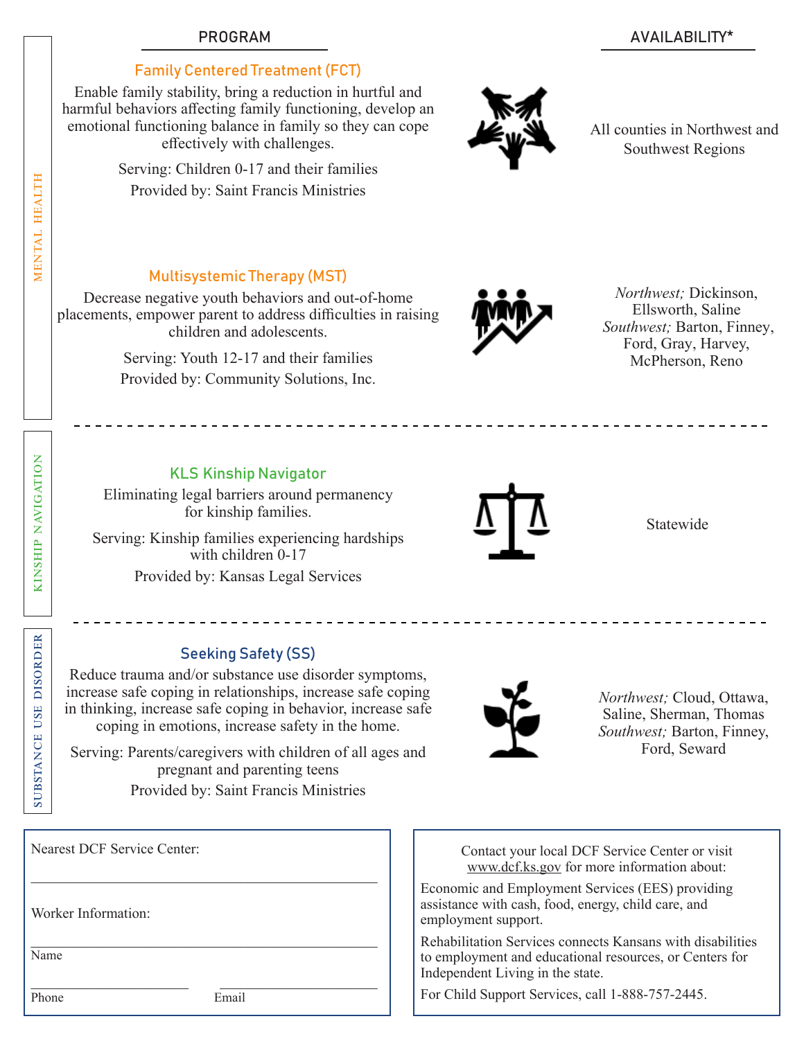PROGRAM | AVAILABILITY*

## MENTAL HEALTH

### Family Centered Treatment (FCT)

Enable family stability, bring a reduction in hurtful and harmful behaviors affecting family functioning, develop an emotional functioning balance in family so they can cope effectively with challenges.

Serving: Children 0-17 and their families

Provided by: Saint Francis Ministries

**Availability:** All counties in Northwest and Southwest Regions

### Multisystemic Therapy (MST)

Decrease negative youth behaviors and out-of-home placements, empower parent to address difficulties in raising children and adolescents.

Serving: Youth 12-17 and their families

Provided by: Community Solutions, Inc.

**Availability:** *Northwest;* Dickinson, Ellsworth, Saline *Southwest;* Barton, Finney, Ford, Gray, Harvey, McPherson, Reno

---

## KINSHIP NAVIGATION

### KLS Kinship Navigator

Eliminating legal barriers around permanency for kinship families.

Serving: Kinship families experiencing hardships with children 0-17

Provided by: Kansas Legal Services

**Availability:** Statewide

---

## SUBSTANCE USE DISORDER

### Seeking Safety (SS)

Reduce trauma and/or substance use disorder symptoms, increase safe coping in relationships, increase safe coping in thinking, increase safe coping in behavior, increase safe coping in emotions, increase safety in the home.

Serving: Parents/caregivers with children of all ages and pregnant and parenting teens

Provided by: Saint Francis Ministries

**Availability:** *Northwest;* Cloud, Ottawa, Saline, Sherman, Thomas *Southwest;* Barton, Finney, Ford, Seward

---

Nearest DCF Service Center: ______________________________

Worker Information: ______________________________

Name

______________________ ______________________

Phone Email

---

Contact your local DCF Service Center or visit www.dcf.ks.gov for more information about:

Economic and Employment Services (EES) providing assistance with cash, food, energy, child care, and employment support.

Rehabilitation Services connects Kansans with disabilities to employment and educational resources, or Centers for Independent Living in the state.

For Child Support Services, call 1-888-757-2445.